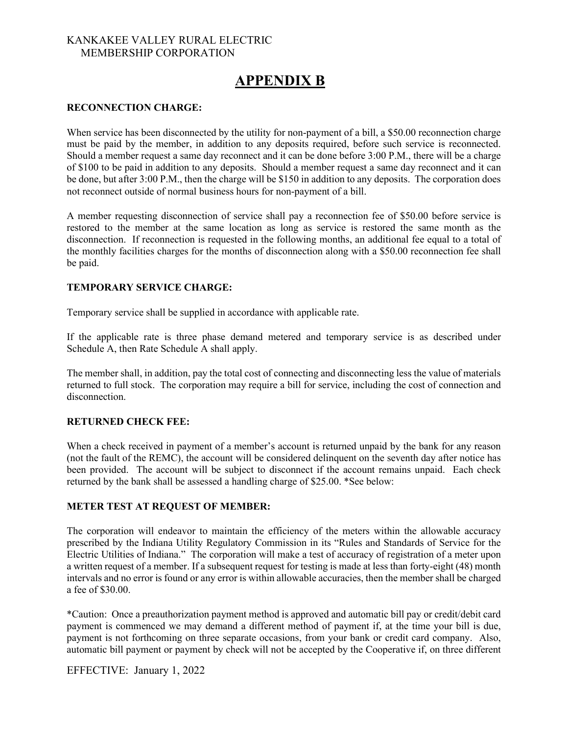KANKAKEE VALLEY RURAL ELECTRIC
MEMBERSHIP CORPORATION

# APPENDIX B

**RECONNECTION CHARGE:**

When service has been disconnected by the utility for non-payment of a bill, a $50.00 reconnection charge must be paid by the member, in addition to any deposits required, before such service is reconnected. Should a member request a same day reconnect and it can be done before 3:00 P.M., there will be a charge of $100 to be paid in addition to any deposits. Should a member request a same day reconnect and it can be done, but after 3:00 P.M., then the charge will be $150 in addition to any deposits. The corporation does not reconnect outside of normal business hours for non-payment of a bill.

A member requesting disconnection of service shall pay a reconnection fee of $50.00 before service is restored to the member at the same location as long as service is restored the same month as the disconnection. If reconnection is requested in the following months, an additional fee equal to a total of the monthly facilities charges for the months of disconnection along with a $50.00 reconnection fee shall be paid.

**TEMPORARY SERVICE CHARGE:**

Temporary service shall be supplied in accordance with applicable rate.

If the applicable rate is three phase demand metered and temporary service is as described under Schedule A, then Rate Schedule A shall apply.

The member shall, in addition, pay the total cost of connecting and disconnecting less the value of materials returned to full stock. The corporation may require a bill for service, including the cost of connection and disconnection.

**RETURNED CHECK FEE:**

When a check received in payment of a member's account is returned unpaid by the bank for any reason (not the fault of the REMC), the account will be considered delinquent on the seventh day after notice has been provided. The account will be subject to disconnect if the account remains unpaid. Each check returned by the bank shall be assessed a handling charge of $25.00. *See below:

**METER TEST AT REQUEST OF MEMBER:**

The corporation will endeavor to maintain the efficiency of the meters within the allowable accuracy prescribed by the Indiana Utility Regulatory Commission in its "Rules and Standards of Service for the Electric Utilities of Indiana." The corporation will make a test of accuracy of registration of a meter upon a written request of a member. If a subsequent request for testing is made at less than forty-eight (48) month intervals and no error is found or any error is within allowable accuracies, then the member shall be charged a fee of $30.00.

*Caution: Once a preauthorization payment method is approved and automatic bill pay or credit/debit card payment is commenced we may demand a different method of payment if, at the time your bill is due, payment is not forthcoming on three separate occasions, from your bank or credit card company. Also, automatic bill payment or payment by check will not be accepted by the Cooperative if, on three different

EFFECTIVE: January 1, 2022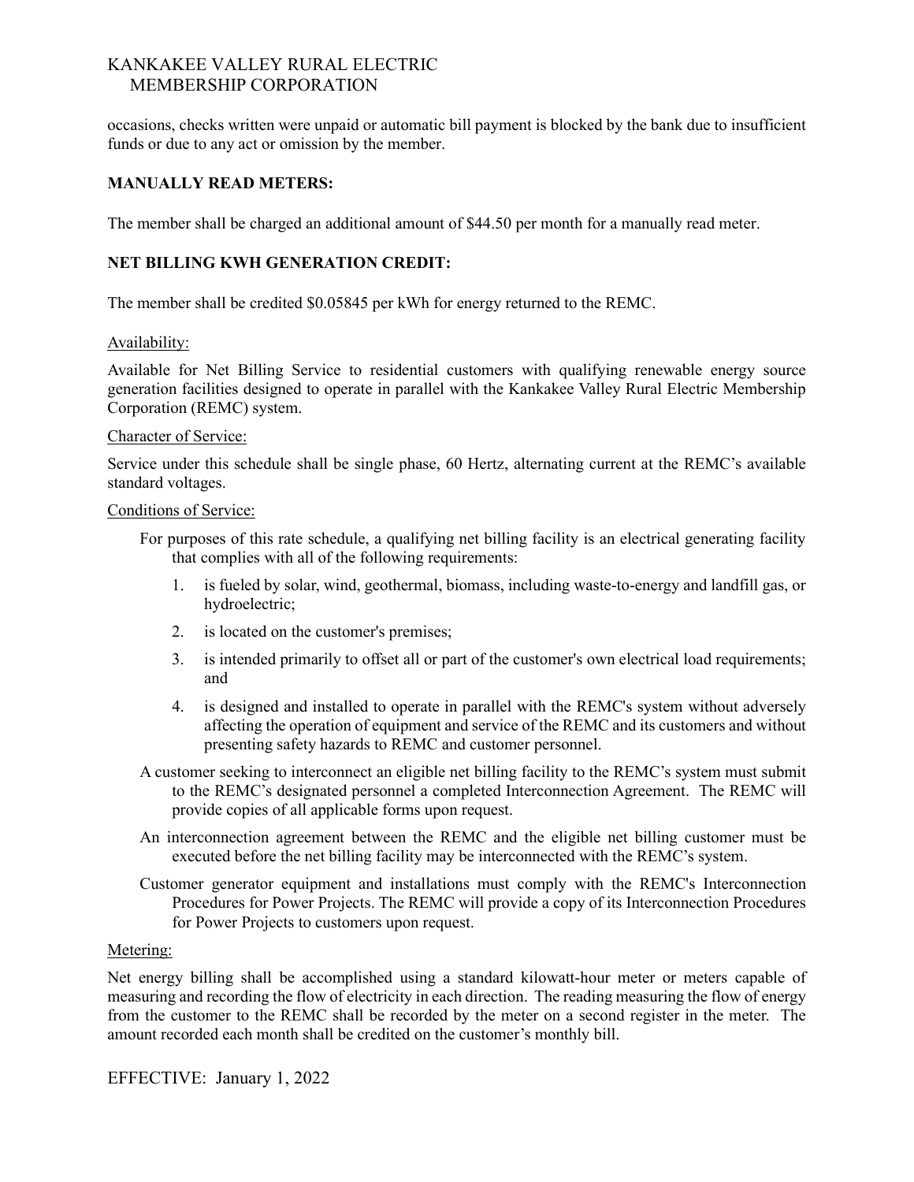occasions, checks written were unpaid or automatic bill payment is blocked by the bank due to insufficient funds or due to any act or omission by the member.

**MANUALLY READ METERS:**

The member shall be charged an additional amount of $44.50 per month for a manually read meter.

**NET BILLING KWH GENERATION CREDIT:**

The member shall be credited $0.05845 per kWh for energy returned to the REMC.

Availability:

Available for Net Billing Service to residential customers with qualifying renewable energy source generation facilities designed to operate in parallel with the Kankakee Valley Rural Electric Membership Corporation (REMC) system.

Character of Service:

Service under this schedule shall be single phase, 60 Hertz, alternating current at the REMC's available standard voltages.

Conditions of Service:

For purposes of this rate schedule, a qualifying net billing facility is an electrical generating facility that complies with all of the following requirements:

1. is fueled by solar, wind, geothermal, biomass, including waste-to-energy and landfill gas, or hydroelectric;
2. is located on the customer's premises;
3. is intended primarily to offset all or part of the customer's own electrical load requirements; and
4. is designed and installed to operate in parallel with the REMC's system without adversely affecting the operation of equipment and service of the REMC and its customers and without presenting safety hazards to REMC and customer personnel.

A customer seeking to interconnect an eligible net billing facility to the REMC's system must submit to the REMC's designated personnel a completed Interconnection Agreement. The REMC will provide copies of all applicable forms upon request.

An interconnection agreement between the REMC and the eligible net billing customer must be executed before the net billing facility may be interconnected with the REMC's system.

Customer generator equipment and installations must comply with the REMC's Interconnection Procedures for Power Projects. The REMC will provide a copy of its Interconnection Procedures for Power Projects to customers upon request.

Metering:

Net energy billing shall be accomplished using a standard kilowatt-hour meter or meters capable of measuring and recording the flow of electricity in each direction. The reading measuring the flow of energy from the customer to the REMC shall be recorded by the meter on a second register in the meter. The amount recorded each month shall be credited on the customer's monthly bill.

EFFECTIVE: January 1, 2022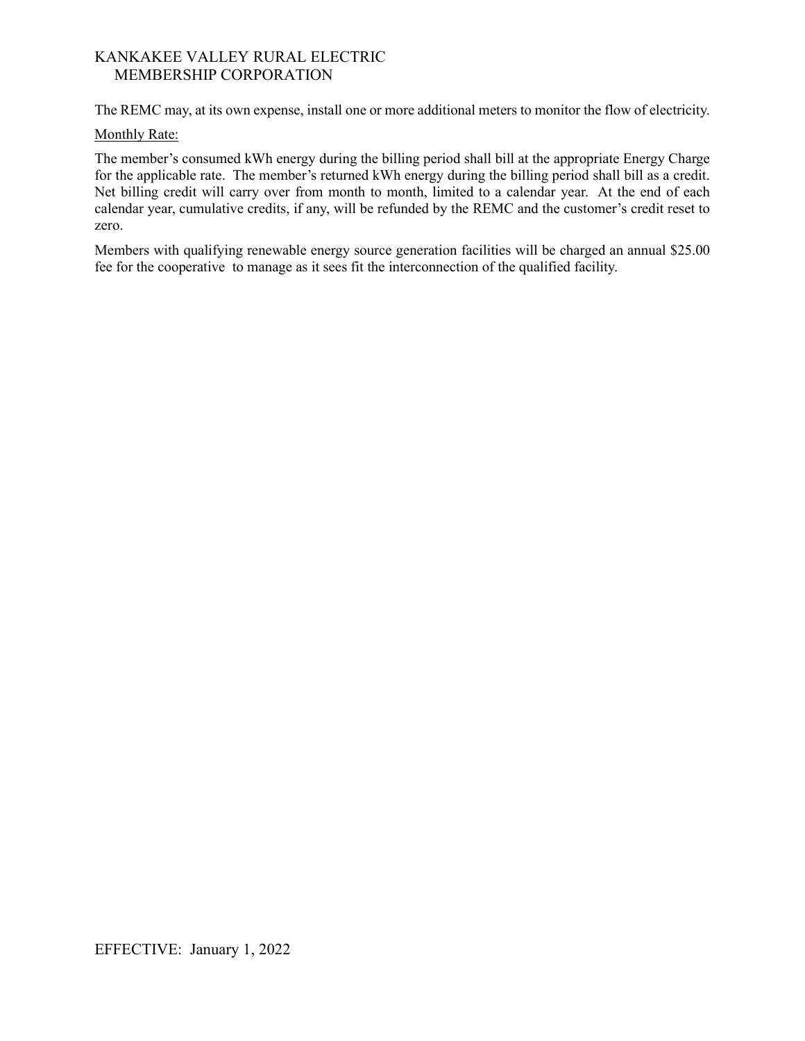The REMC may, at its own expense, install one or more additional meters to monitor the flow of electricity.

Monthly Rate:

The member's consumed kWh energy during the billing period shall bill at the appropriate Energy Charge for the applicable rate. The member's returned kWh energy during the billing period shall bill as a credit. Net billing credit will carry over from month to month, limited to a calendar year. At the end of each calendar year, cumulative credits, if any, will be refunded by the REMC and the customer's credit reset to zero.

Members with qualifying renewable energy source generation facilities will be charged an annual $25.00 fee for the cooperative to manage as it sees fit the interconnection of the qualified facility.

EFFECTIVE: January 1, 2022